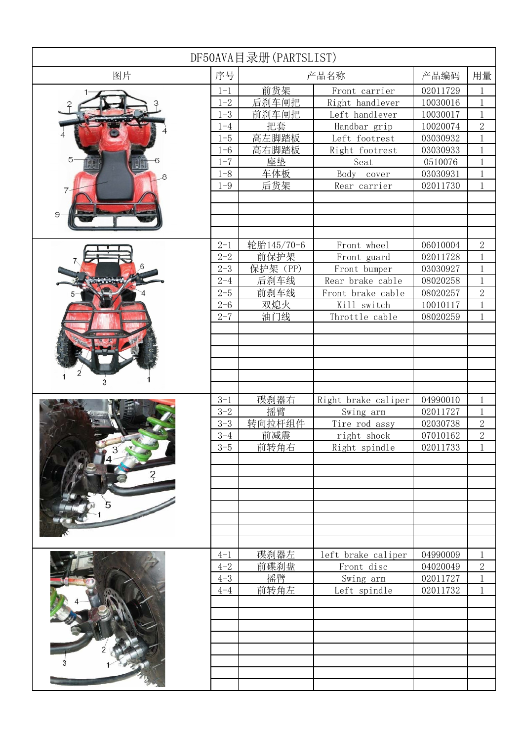# DF50AVA目录册(PARTSLIST)

| 图片 | 序号 | 产品名称 | | 产品编码 | 用量 |
|---|---|---|---|---|---|
| | 1-1 | 前货架 | Front carrier | 02011729 | 1 |
| | 1-2 | 后刹车闸把 | Right handlever | 10030016 | 1 |
| | 1-3 | 前刹车闸把 | Left handlever | 10030017 | 1 |
| | 1-4 | 把套 | Handbar grip | 10020074 | 2 |
| | 1-5 | 高左脚踏板 | Left footrest | 03030932 | 1 |
| | 1-6 | 高右脚踏板 | Right footrest | 03030933 | 1 |
| | 1-7 | 座垫 | Seat | 0510076 | 1 |
| | 1-8 | 车体板 | Body cover | 03030931 | 1 |
| | 1-9 | 后货架 | Rear carrier | 02011730 | 1 |
| | 2-1 | 轮胎145/70-6 | Front wheel | 06010004 | 2 |
| | 2-2 | 前保护架 | Front guard | 02011728 | 1 |
| | 2-3 | 保护架（PP) | Front bumper | 03030927 | 1 |
| | 2-4 | 后刹车线 | Rear brake cable | 08020258 | 1 |
| | 2-5 | 前刹车线 | Front brake cable | 08020257 | 2 |
| | 2-6 | 双熄火 | Kill switch | 10010117 | 1 |
| | 2-7 | 油门线 | Throttle cable | 08020259 | 1 |
| | 3-1 | 碟刹器右 | Right brake caliper | 04990010 | 1 |
| | 3-2 | 摇臂 | Swing arm | 02011727 | 1 |
| | 3-3 | 转向拉杆组件 | Tire rod assy | 02030738 | 2 |
| | 3-4 | 前减震 | right shock | 07010162 | 2 |
| | 3-5 | 前转角右 | Right spindle | 02011733 | 1 |
| | 4-1 | 碟刹器左 | left brake caliper | 04990009 | 1 |
| | 4-2 | 前碟刹盘 | Front disc | 04020049 | 2 |
| | 4-3 | 摇臂 | Swing arm | 02011727 | 1 |
| | 4-4 | 前转角左 | Left spindle | 02011732 | 1 |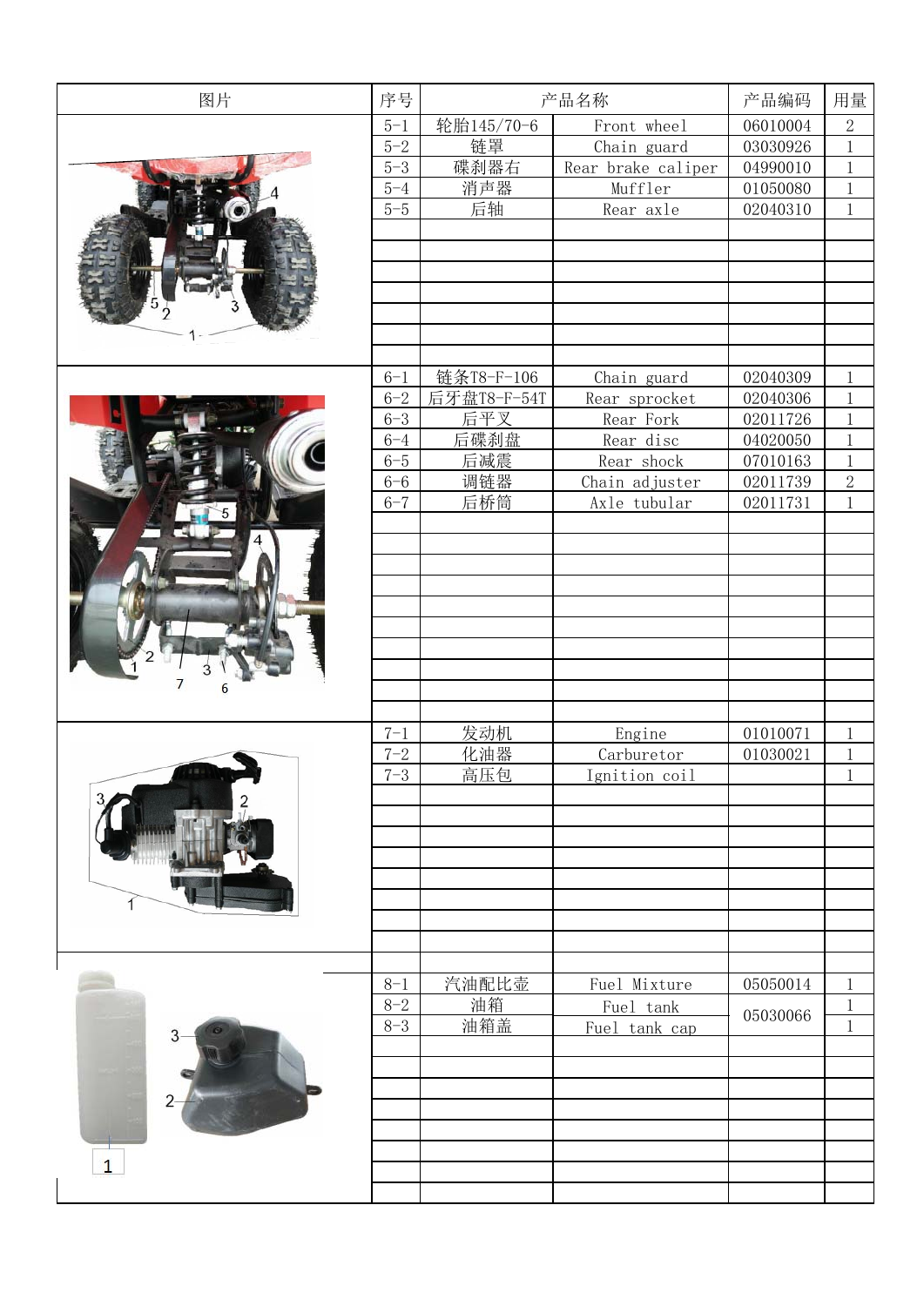| 图片 | 序号 | 产品名称 | | 产品编码 | 用量 |
|---|---|---|---|---|---|
| | 5-1 | 轮胎145/70-6 | Front wheel | 06010004 | 2 |
| | 5-2 | 链罩 | Chain guard | 03030926 | 1 |
| | 5-3 | 碟刹器右 | Rear brake caliper | 04990010 | 1 |
| | 5-4 | 消声器 | Muffler | 01050080 | 1 |
| | 5-5 | 后轴 | Rear axle | 02040310 | 1 |
| | 6-1 | 链条T8-F-106 | Chain guard | 02040309 | 1 |
| | 6-2 | 后牙盘T8-F-54T | Rear sprocket | 02040306 | 1 |
| | 6-3 | 后平叉 | Rear Fork | 02011726 | 1 |
| | 6-4 | 后碟刹盘 | Rear disc | 04020050 | 1 |
| | 6-5 | 后减震 | Rear shock | 07010163 | 1 |
| | 6-6 | 调链器 | Chain adjuster | 02011739 | 2 |
| | 6-7 | 后桥筒 | Axle tubular | 02011731 | 1 |
| | 7-1 | 发动机 | Engine | 01010071 | 1 |
| | 7-2 | 化油器 | Carbureter | 01030021 | 1 |
| | 7-3 | 高压包 | Ignition coil | | 1 |
| | 8-1 | 汽油配比壶 | Fuel Mixture | 05050014 | 1 |
| | 8-2 | 油箱 | Fuel tank | 05030066 | 1 |
| | 8-3 | 油箱盖 | Fuel tank cap | | 1 |